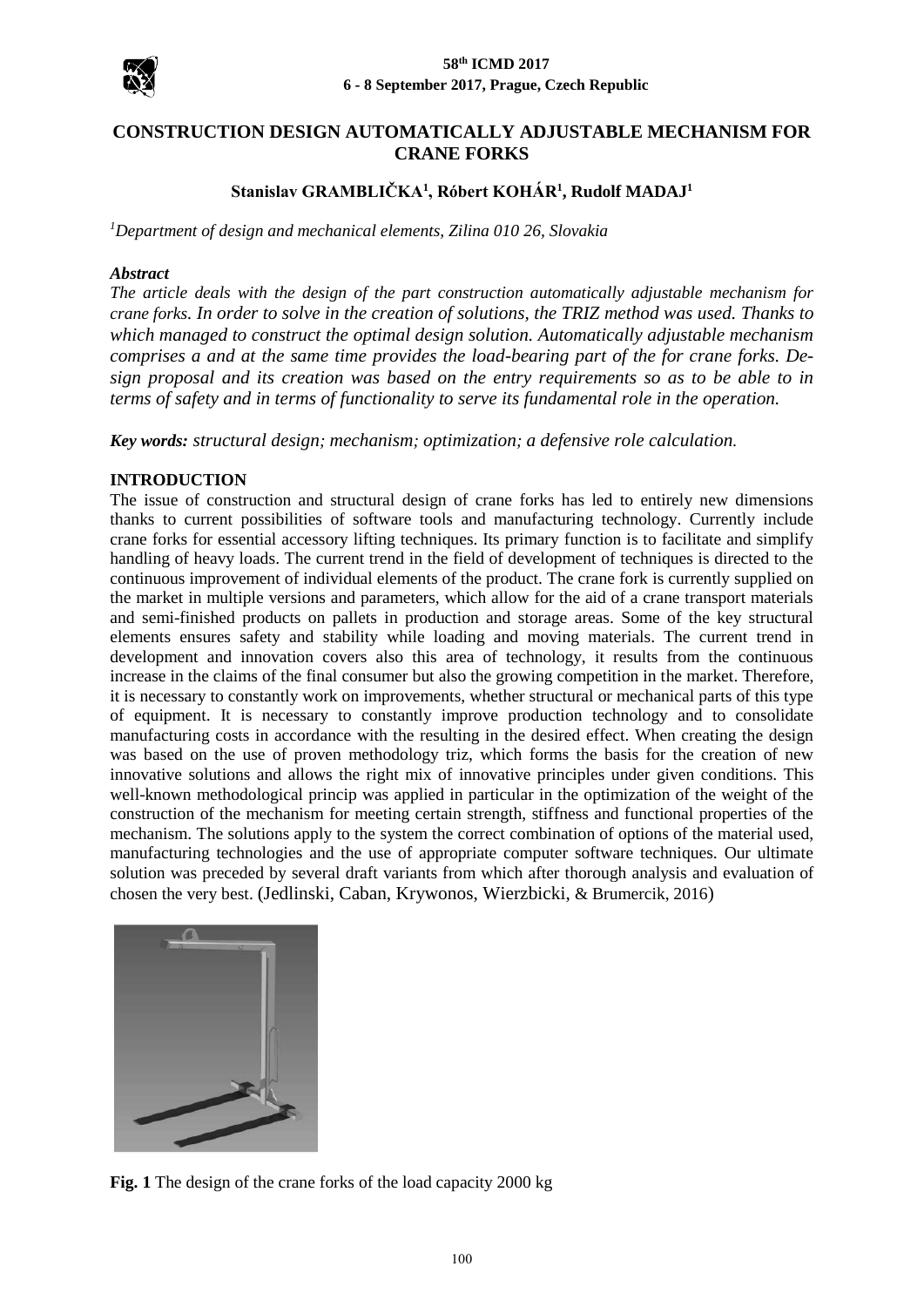# CONSTRUCTION DESIGN AUTOMATICALLY ADJUSTABLE MECHANISM FOR CRANE FORKS

**Stanislav GRAMBLIČKA[1], Róbert KOHÁR[1], Rudolf MADAJ[1]**

*[1]Department of design and mechanical elements, Zilina 010 26, Slovakia*

***Abstract***

*The article deals with the design of the part construction automatically adjustable mechanism for crane forks. In order to solve in the creation of solutions, the TRIZ method was used. Thanks to which managed to construct the optimal design solution. Automatically adjustable mechanism comprises a and at the same time provides the load-bearing part of the for crane forks. Design proposal and its creation was based on the entry requirements so as to be able to in terms of safety and in terms of functionality to serve its fundamental role in the operation.*

***Key words:*** *structural design; mechanism; optimization; a defensive role calculation.*

## INTRODUCTION

The issue of construction and structural design of crane forks has led to entirely new dimensions thanks to current possibilities of software tools and manufacturing technology. Currently include crane forks for essential accessory lifting techniques. Its primary function is to facilitate and simplify handling of heavy loads. The current trend in the field of development of techniques is directed to the continuous improvement of individual elements of the product. The crane fork is currently supplied on the market in multiple versions and parameters, which allow for the aid of a crane transport materials and semi-finished products on pallets in production and storage areas. Some of the key structural elements ensures safety and stability while loading and moving materials. The current trend in development and innovation covers also this area of technology, it results from the continuous increase in the claims of the final consumer but also the growing competition in the market. Therefore, it is necessary to constantly work on improvements, whether structural or mechanical parts of this type of equipment. It is necessary to constantly improve production technology and to consolidate manufacturing costs in accordance with the resulting in the desired effect. When creating the design was based on the use of proven methodology triz, which forms the basis for the creation of new innovative solutions and allows the right mix of innovative principles under given conditions. This well-known methodological princip was applied in particular in the optimization of the weight of the construction of the mechanism for meeting certain strength, stiffness and functional properties of the mechanism. The solutions apply to the system the correct combination of options of the material used, manufacturing technologies and the use of appropriate computer software techniques. Our ultimate solution was preceded by several draft variants from which after thorough analysis and evaluation of chosen the very best. (Jedlinski, Caban, Krywonos, Wierzbicki, & Brumercik, 2016)

**Fig. 1** The design of the crane forks of the load capacity 2000 kg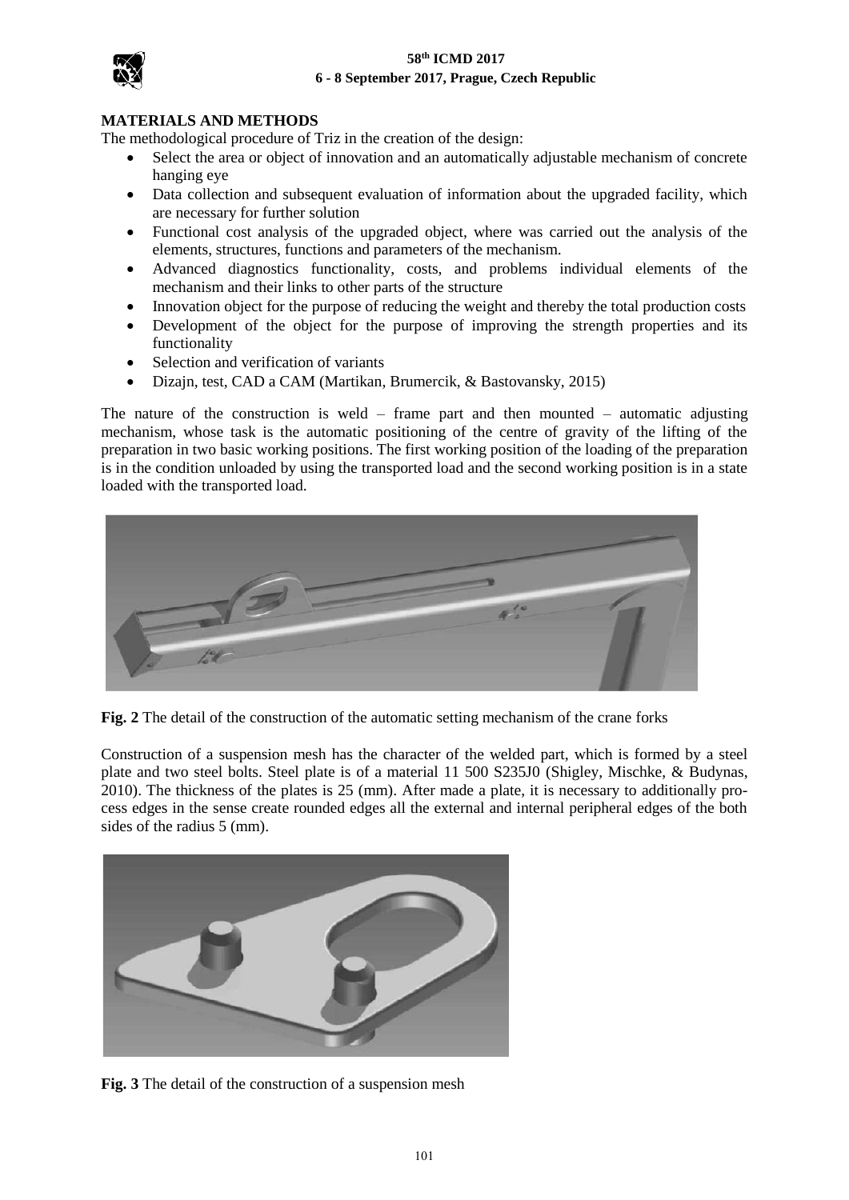## MATERIALS AND METHODS

The methodological procedure of Triz in the creation of the design:

- Select the area or object of innovation and an automatically adjustable mechanism of concrete hanging eye
- Data collection and subsequent evaluation of information about the upgraded facility, which are necessary for further solution
- Functional cost analysis of the upgraded object, where was carried out the analysis of the elements, structures, functions and parameters of the mechanism.
- Advanced diagnostics functionality, costs, and problems individual elements of the mechanism and their links to other parts of the structure
- Innovation object for the purpose of reducing the weight and thereby the total production costs
- Development of the object for the purpose of improving the strength properties and its functionality
- Selection and verification of variants
- Dizajn, test, CAD a CAM (Martikan, Brumercik, & Bastovansky, 2015)

The nature of the construction is weld – frame part and then mounted – automatic adjusting mechanism, whose task is the automatic positioning of the centre of gravity of the lifting of the preparation in two basic working positions. The first working position of the loading of the preparation is in the condition unloaded by using the transported load and the second working position is in a state loaded with the transported load.

**Fig. 2** The detail of the construction of the automatic setting mechanism of the crane forks

Construction of a suspension mesh has the character of the welded part, which is formed by a steel plate and two steel bolts. Steel plate is of a material 11 500 S235J0 (Shigley, Mischke, & Budynas, 2010). The thickness of the plates is 25 (mm). After made a plate, it is necessary to additionally process edges in the sense create rounded edges all the external and internal peripheral edges of the both sides of the radius 5 (mm).

**Fig. 3** The detail of the construction of a suspension mesh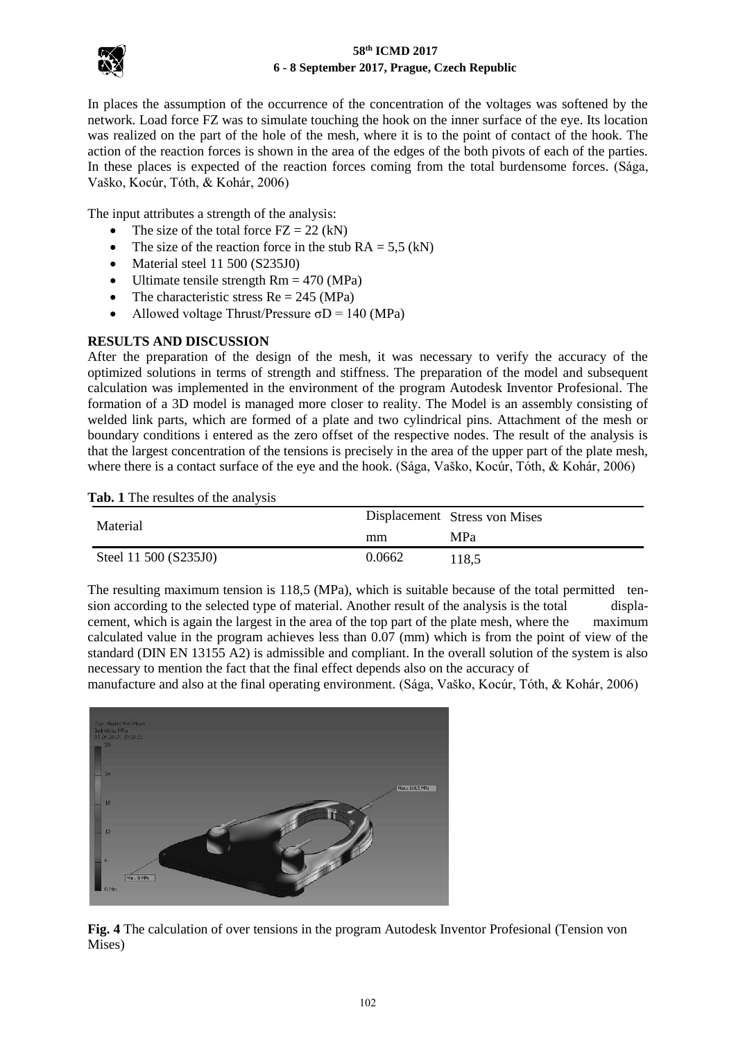In places the assumption of the occurrence of the concentration of the voltages was softened by the network. Load force FZ was to simulate touching the hook on the inner surface of the eye. Its location was realized on the part of the hole of the mesh, where it is to the point of contact of the hook. The action of the reaction forces is shown in the area of the edges of the both pivots of each of the parties. In these places is expected of the reaction forces coming from the total burdensome forces. (Sága, Vaško, Kocúr, Tóth, & Kohár, 2006)

The input attributes a strength of the analysis:

- The size of the total force FZ = 22 (kN)
- The size of the reaction force in the stub RA = 5,5 (kN)
- Material steel 11 500 (S235J0)
- Ultimate tensile strength Rm = 470 (MPa)
- The characteristic stress Re = 245 (MPa)
- Allowed voltage Thrust/Pressure σD = 140 (MPa)

## RESULTS AND DISCUSSION

After the preparation of the design of the mesh, it was necessary to verify the accuracy of the optimized solutions in terms of strength and stiffness. The preparation of the model and subsequent calculation was implemented in the environment of the program Autodesk Inventor Profesional. The formation of a 3D model is managed more closer to reality. The Model is an assembly consisting of welded link parts, which are formed of a plate and two cylindrical pins. Attachment of the mesh or boundary conditions i entered as the zero offset of the respective nodes. The result of the analysis is that the largest concentration of the tensions is precisely in the area of the upper part of the plate mesh, where there is a contact surface of the eye and the hook. (Sága, Vaško, Kocúr, Tóth, & Kohár, 2006)

**Tab. 1** The resultes of the analysis

| Material | Displacement | Stress von Mises |
|---|---|---|
| | mm | MPa |
| Steel 11 500 (S235J0) | 0.0662 | 118,5 |

The resulting maximum tension is 118,5 (MPa), which is suitable because of the total permitted tension according to the selected type of material. Another result of the analysis is the total displacement, which is again the largest in the area of the top part of the plate mesh, where the maximum calculated value in the program achieves less than 0.07 (mm) which is from the point of view of the standard (DIN EN 13155 A2) is admissible and compliant. In the overall solution of the system is also necessary to mention the fact that the final effect depends also on the accuracy of manufacture and also at the final operating environment. (Sága, Vaško, Kocúr, Tóth, & Kohár, 2006)

**Fig. 4** The calculation of over tensions in the program Autodesk Inventor Profesional (Tension von Mises)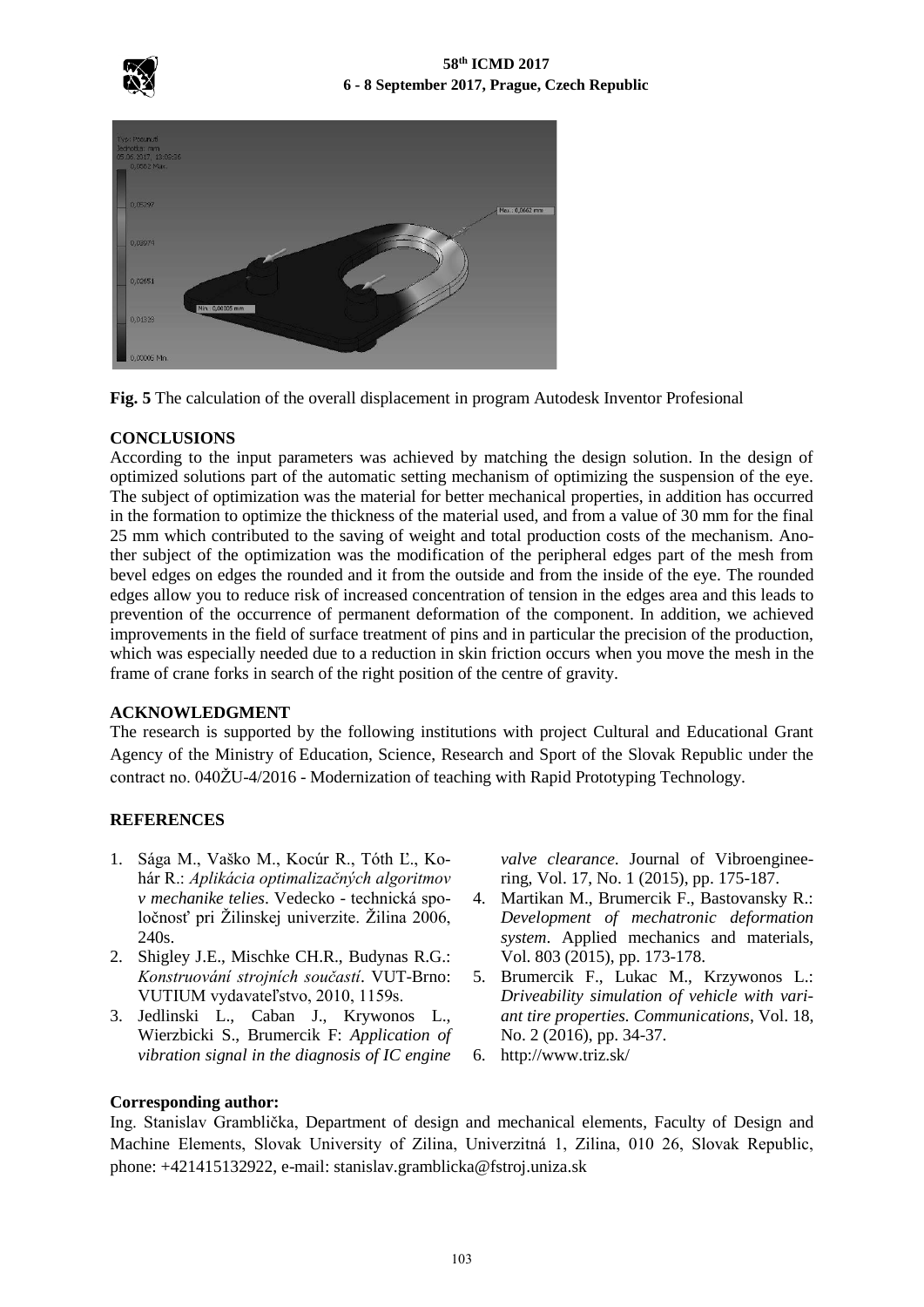Typ: Posunutí
Jednotka: mm
05.06.2017, 13:02:36
0,0662 Max.
0,05297
0,03974
0,02651
0,01328
0,00005 Min.
Max.: 0,0662 mm
Min.: 0,00005 mm

**Fig. 5** The calculation of the overall displacement in program Autodesk Inventor Profesional

## CONCLUSIONS

According to the input parameters was achieved by matching the design solution. In the design of optimized solutions part of the automatic setting mechanism of optimizing the suspension of the eye. The subject of optimization was the material for better mechanical properties, in addition has occurred in the formation to optimize the thickness of the material used, and from a value of 30 mm for the final 25 mm which contributed to the saving of weight and total production costs of the mechanism. Another subject of the optimization was the modification of the peripheral edges part of the mesh from bevel edges on edges the rounded and it from the outside and from the inside of the eye. The rounded edges allow you to reduce risk of increased concentration of tension in the edges area and this leads to prevention of the occurrence of permanent deformation of the component. In addition, we achieved improvements in the field of surface treatment of pins and in particular the precision of the production, which was especially needed due to a reduction in skin friction occurs when you move the mesh in the frame of crane forks in search of the right position of the centre of gravity.

## ACKNOWLEDGMENT

The research is supported by the following institutions with project Cultural and Educational Grant Agency of the Ministry of Education, Science, Research and Sport of the Slovak Republic under the contract no. 040ŽU-4/2016 - Modernization of teaching with Rapid Prototyping Technology.

## REFERENCES

1. Sága M., Vaško M., Kocúr R., Tóth Ľ., Kohár R.: *Aplikácia optimalizačných algoritmov v mechanike telies*. Vedecko - technická spoločnosť pri Žilinskej univerzite. Žilina 2006, 240s.
2. Shigley J.E., Mischke CH.R., Budynas R.G.: *Konstruování strojních součastí*. VUT-Brno: VUTIUM vydavateľstvo, 2010, 1159s.
3. Jedlinski L., Caban J., Krywonos L., Wierzbicki S., Brumercik F: *Application of vibration signal in the diagnosis of IC engine valve clearance*. Journal of Vibroengineering, Vol. 17, No. 1 (2015), pp. 175-187.
4. Martikan M., Brumercik F., Bastovansky R.: *Development of mechatronic deformation system*. Applied mechanics and materials, Vol. 803 (2015), pp. 173-178.
5. Brumercik F., Lukac M., Krzywonos L.: *Driveability simulation of vehicle with variant tire properties. Communications*, Vol. 18, No. 2 (2016), pp. 34-37.
6. http://www.triz.sk/

**Corresponding author:**

Ing. Stanislav Gramblička, Department of design and mechanical elements, Faculty of Design and Machine Elements, Slovak University of Zilina, Univerzitná 1, Zilina, 010 26, Slovak Republic, phone: +421415132922, e-mail: stanislav.gramblicka@fstroj.uniza.sk